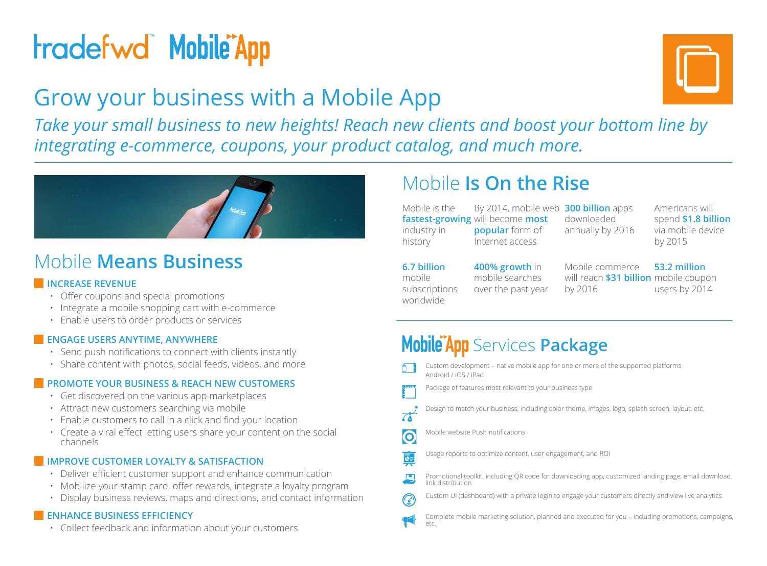# tradefwd™ Mobile App

## Grow your business with a Mobile App

*Take your small business to new heights! Reach new clients and boost your bottom line by integrating e-commerce, coupons, your product catalog, and much more.*

## Mobile **Means Business**

### INCREASE REVENUE

- Offer coupons and special promotions
- Integrate a mobile shopping cart with e-commerce
- Enable users to order products or services

### ENGAGE USERS ANYTIME, ANYWHERE

- Send push notifications to connect with clients instantly
- Share content with photos, social feeds, videos, and more

### PROMOTE YOUR BUSINESS & REACH NEW CUSTOMERS

- Get discovered on the various app marketplaces
- Attract new customers searching via mobile
- Enable customers to call in a click and find your location
- Create a viral effect letting users share your content on the social channels

### IMPROVE CUSTOMER LOYALTY & SATISFACTION

- Deliver efficient customer support and enhance communication
- Mobilize your stamp card, offer rewards, integrate a loyalty program
- Display business reviews, maps and directions, and contact information

### ENHANCE BUSINESS EFFICIENCY

- Collect feedback and information about your customers

## Mobile **Is On the Rise**

- Mobile is the **fastest-growing** industry in history
- By 2014, mobile web will become **most popular** form of Internet access
- **300 billion** apps downloaded annually by 2016
- Americans will spend **$1.8 billion** via mobile device by 2015
- **6.7 billion** mobile subscriptions worldwide
- **400% growth** in mobile searches over the past year
- Mobile commerce will reach **$31 billion** by 2016
- **53.2 million** mobile coupon users by 2014

## Mobile App Services **Package**

- Custom development – native mobile app for one or more of the supported platforms Android / iOS / iPad
- Package of features most relevant to your business type
- Design to match your business, including color theme, images, logo, splash screen, layout, etc.
- Mobile website Push notifications
- Usage reports to optimize content, user engagement, and ROI
- Promotional toolkit, including QR code for downloading app, customized landing page, email download link distribution
- Custom UI (dashboard) with a private login to engage your customers directly and view live analytics
- Complete mobile marketing solution, planned and executed for you – including promotions, campaigns, etc.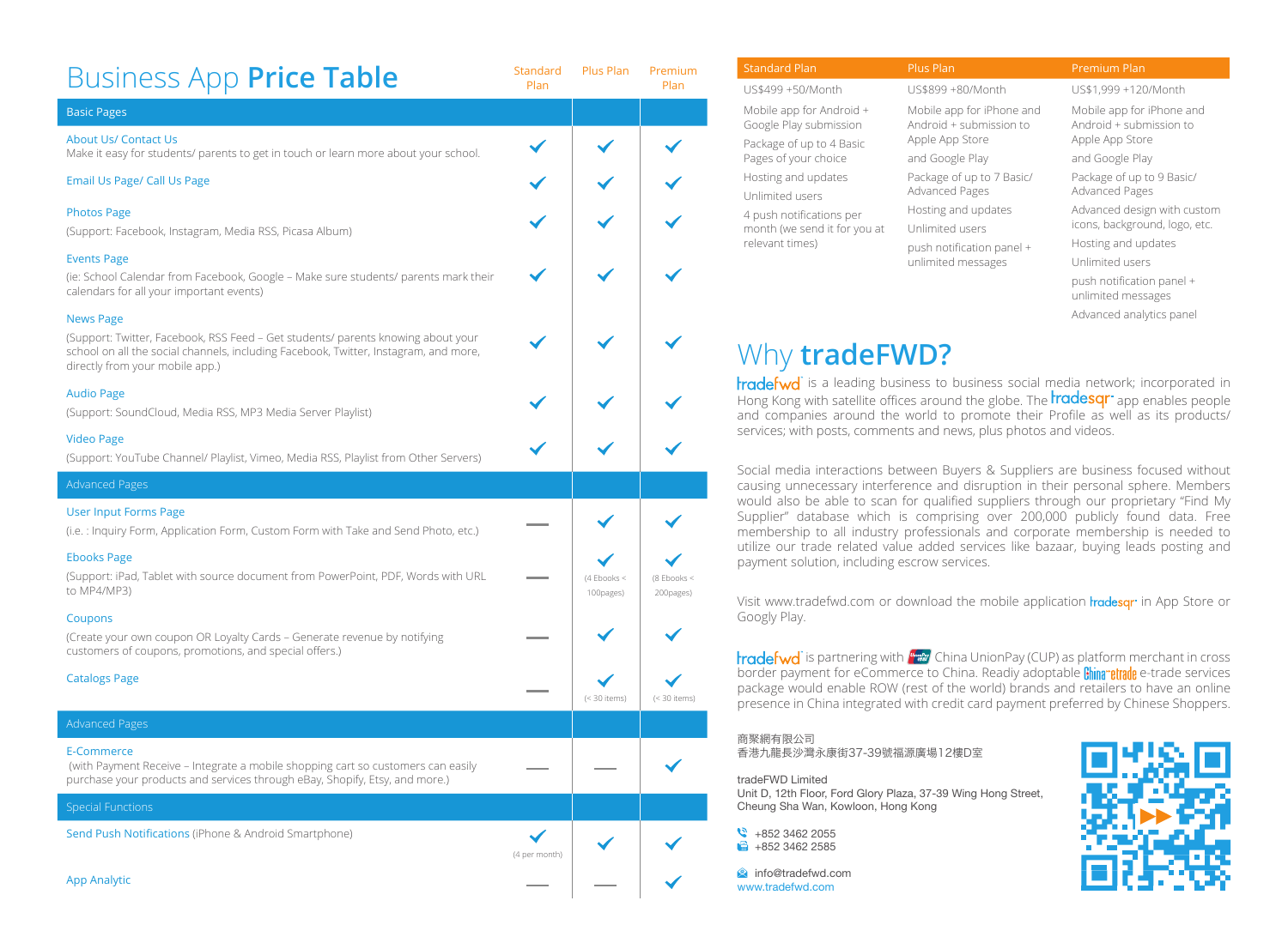# Business App **Price Table**

| | Standard Plan | Plus Plan | Premium Plan |
|---|---|---|---|
| **Basic Pages** | | | |
| About Us/ Contact Us<br>Make it easy for students/ parents to get in touch or learn more about your school. | ✓ | ✓ | ✓ |
| Email Us Page/ Call Us Page | ✓ | ✓ | ✓ |
| Photos Page<br>(Support: Facebook, Instagram, Media RSS, Picasa Album) | ✓ | ✓ | ✓ |
| Events Page<br>(ie: School Calendar from Facebook, Google – Make sure students/ parents mark their calendars for all your important events) | ✓ | ✓ | ✓ |
| News Page<br>(Support: Twitter, Facebook, RSS Feed – Get students/ parents knowing about your school on all the social channels, including Facebook, Twitter, Instagram, and more, directly from your mobile app.) | ✓ | ✓ | ✓ |
| Audio Page<br>(Support: SoundCloud, Media RSS, MP3 Media Server Playlist) | ✓ | ✓ | ✓ |
| Video Page<br>(Support: YouTube Channel/ Playlist, Vimeo, Media RSS, Playlist from Other Servers) | ✓ | ✓ | ✓ |
| **Advanced Pages** | | | |
| User Input Forms Page<br>(i.e. : Inquiry Form, Application Form, Custom Form with Take and Send Photo, etc.) | — | ✓ | ✓ |
| Ebooks Page<br>(Support: iPad, Tablet with source document from PowerPoint, PDF, Words with URL to MP4/MP3) | — | ✓ (4 Ebooks < 100pages) | ✓ (8 Ebooks < 200pages) |
| Coupons<br>(Create your own coupon OR Loyalty Cards – Generate revenue by notifying customers of coupons, promotions, and special offers.) | — | ✓ | ✓ |
| Catalogs Page | — | ✓ (< 30 items) | ✓ (< 30 items) |
| **Advanced Pages** | | | |
| E-Commerce<br>(with Payment Receive – Integrate a mobile shopping cart so customers can easily purchase your products and services through eBay, Shopify, Etsy, and more.) | — | — | ✓ |
| **Special Functions** | | | |
| Send Push Notifications (iPhone & Android Smartphone) | ✓ (4 per month) | ✓ | ✓ |
| App Analytic | — | — | ✓ |

| Standard Plan | Plus Plan | Premium Plan |
|---|---|---|
| US$499 +50/Month | US$899 +80/Month | US$1,999 +120/Month |
| Mobile app for Android + Google Play submission | Mobile app for iPhone and Android + submission to Apple App Store and Google Play | Mobile app for iPhone and Android + submission to Apple App Store and Google Play |
| Package of up to 4 Basic Pages of your choice | Package of up to 7 Basic/ Advanced Pages | Package of up to 9 Basic/ Advanced Pages |
| Hosting and updates | Hosting and updates | Advanced design with custom icons, background, logo, etc. |
| Unlimited users | Unlimited users | Hosting and updates |
| 4 push notifications per month (we send it for you at relevant times) | push notification panel + unlimited messages | Unlimited users |
| | | push notification panel + unlimited messages |
| | | Advanced analytics panel |

# Why **tradeFWD?**

tradefwd is a leading business to business social media network; incorporated in Hong Kong with satellite offices around the globe. The tradesqr app enables people and companies around the world to promote their Profile as well as its products/ services; with posts, comments and news, plus photos and videos.

Social media interactions between Buyers & Suppliers are business focused without causing unnecessary interference and disruption in their personal sphere. Members would also be able to scan for qualified suppliers through our proprietary "Find My Supplier" database which is comprising over 200,000 publicly found data. Free membership to all industry professionals and corporate membership is needed to utilize our trade related value added services like bazaar, buying leads posting and payment solution, including escrow services.

Visit www.tradefwd.com or download the mobile application tradesqr in App Store or Googly Play.

tradefwd is partnering with China UnionPay (CUP) as platform merchant in cross border payment for eCommerce to China. Readiy adoptable China etrade e-trade services package would enable ROW (rest of the world) brands and retailers to have an online presence in China integrated with credit card payment preferred by Chinese Shoppers.

商聚網有限公司
香港九龍長沙灣永康街37-39號福源廣場12樓D室

tradeFWD Limited
Unit D, 12th Floor, Ford Glory Plaza, 37-39 Wing Hong Street, Cheung Sha Wan, Kowloon, Hong Kong

+852 3462 2055
+852 3462 2585

info@tradefwd.com
www.tradefwd.com